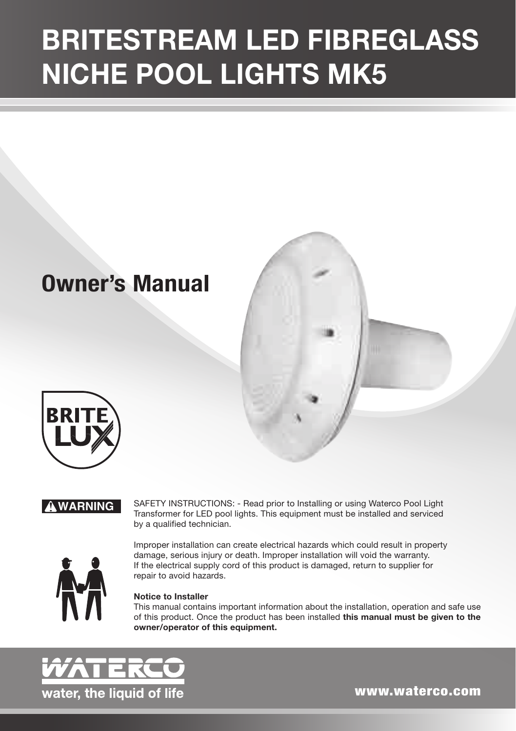# BRITESTREAM LED FIBREGLASS NICHE POOL LIGHTS MK5

## Owner's Manual

BRITE LUX

**⚠ WARNING**

SAFETY INSTRUCTIONS: - Read prior to Installing or using Waterco Pool Light Transformer for LED pool lights. This equipment must be installed and serviced by a qualified technician.

Improper installation can create electrical hazards which could result in property damage, serious injury or death. Improper installation will void the warranty. If the electrical supply cord of this product is damaged, return to supplier for repair to avoid hazards.

**Notice to Installer**

This manual contains important information about the installation, operation and safe use of this product. Once the product has been installed **this manual must be given to the owner/operator of this equipment.**

WATERCO

water, the liquid of life

www.waterco.com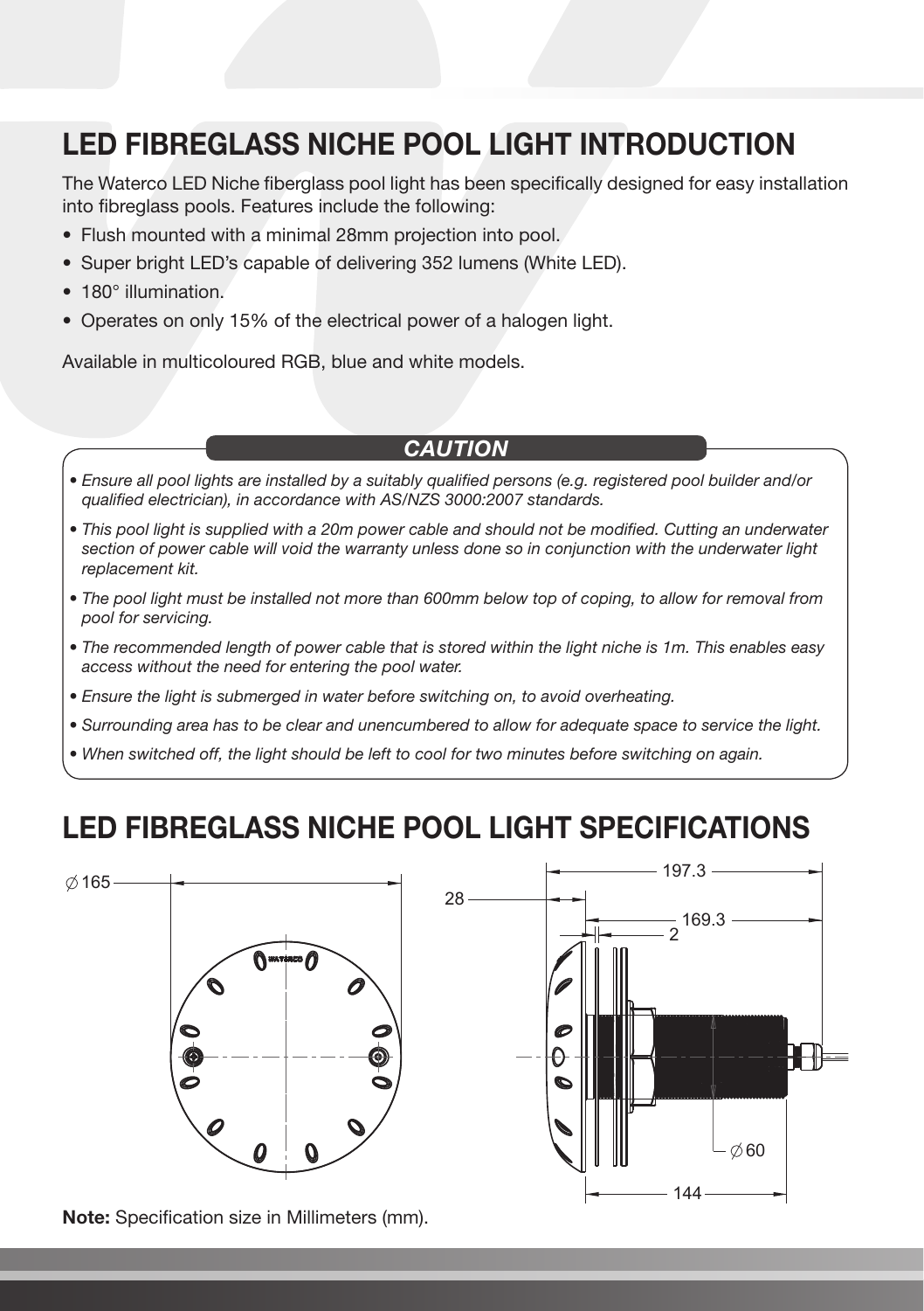# LED FIBREGLASS NICHE POOL LIGHT INTRODUCTION

The Waterco LED Niche fiberglass pool light has been specifically designed for easy installation into fibreglass pools. Features include the following:

- Flush mounted with a minimal 28mm projection into pool.
- Super bright LED's capable of delivering 352 lumens (White LED).
- 180° illumination.
- Operates on only 15% of the electrical power of a halogen light.

Available in multicoloured RGB, blue and white models.

**CAUTION**

- *Ensure all pool lights are installed by a suitably qualified persons (e.g. registered pool builder and/or qualified electrician), in accordance with AS/NZS 3000:2007 standards.*
- *This pool light is supplied with a 20m power cable and should not be modified. Cutting an underwater section of power cable will void the warranty unless done so in conjunction with the underwater light replacement kit.*
- *The pool light must be installed not more than 600mm below top of coping, to allow for removal from pool for servicing.*
- *The recommended length of power cable that is stored within the light niche is 1m. This enables easy access without the need for entering the pool water.*
- *Ensure the light is submerged in water before switching on, to avoid overheating.*
- *Surrounding area has to be clear and unencumbered to allow for adequate space to service the light.*
- *When switched off, the light should be left to cool for two minutes before switching on again.*

# LED FIBREGLASS NICHE POOL LIGHT SPECIFICATIONS

∅165

197.3

28

169.3

2

∅60

144

**Note:** Specification size in Millimeters (mm).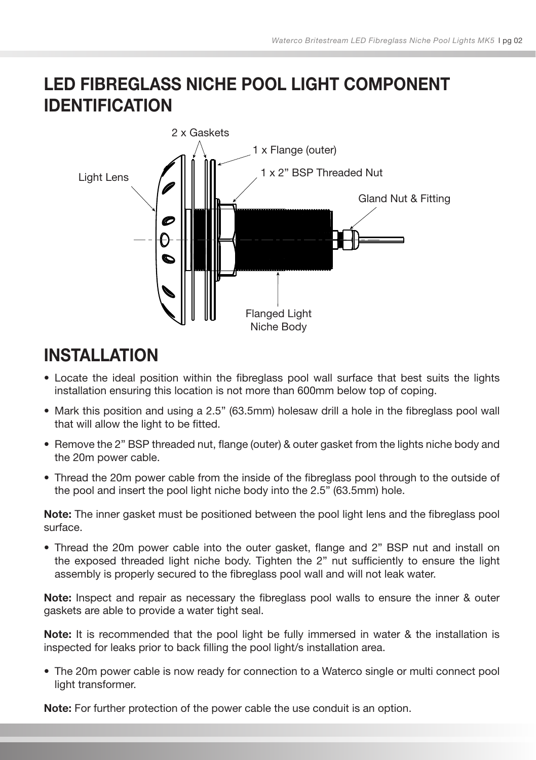## LED FIBREGLASS NICHE POOL LIGHT COMPONENT IDENTIFICATION

2 x Gaskets

1 x Flange (outer)

1 x 2" BSP Threaded Nut

Light Lens

Gland Nut & Fitting

Flanged Light Niche Body

## INSTALLATION

- Locate the ideal position within the fibreglass pool wall surface that best suits the lights installation ensuring this location is not more than 600mm below top of coping.
- Mark this position and using a 2.5" (63.5mm) holesaw drill a hole in the fibreglass pool wall that will allow the light to be fitted.
- Remove the 2" BSP threaded nut, flange (outer) & outer gasket from the lights niche body and the 20m power cable.
- Thread the 20m power cable from the inside of the fibreglass pool through to the outside of the pool and insert the pool light niche body into the 2.5" (63.5mm) hole.

**Note:** The inner gasket must be positioned between the pool light lens and the fibreglass pool surface.

- Thread the 20m power cable into the outer gasket, flange and 2" BSP nut and install on the exposed threaded light niche body. Tighten the 2" nut sufficiently to ensure the light assembly is properly secured to the fibreglass pool wall and will not leak water.

**Note:** Inspect and repair as necessary the fibreglass pool walls to ensure the inner & outer gaskets are able to provide a water tight seal.

**Note:** It is recommended that the pool light be fully immersed in water & the installation is inspected for leaks prior to back filling the pool light/s installation area.

- The 20m power cable is now ready for connection to a Waterco single or multi connect pool light transformer.

**Note:** For further protection of the power cable the use conduit is an option.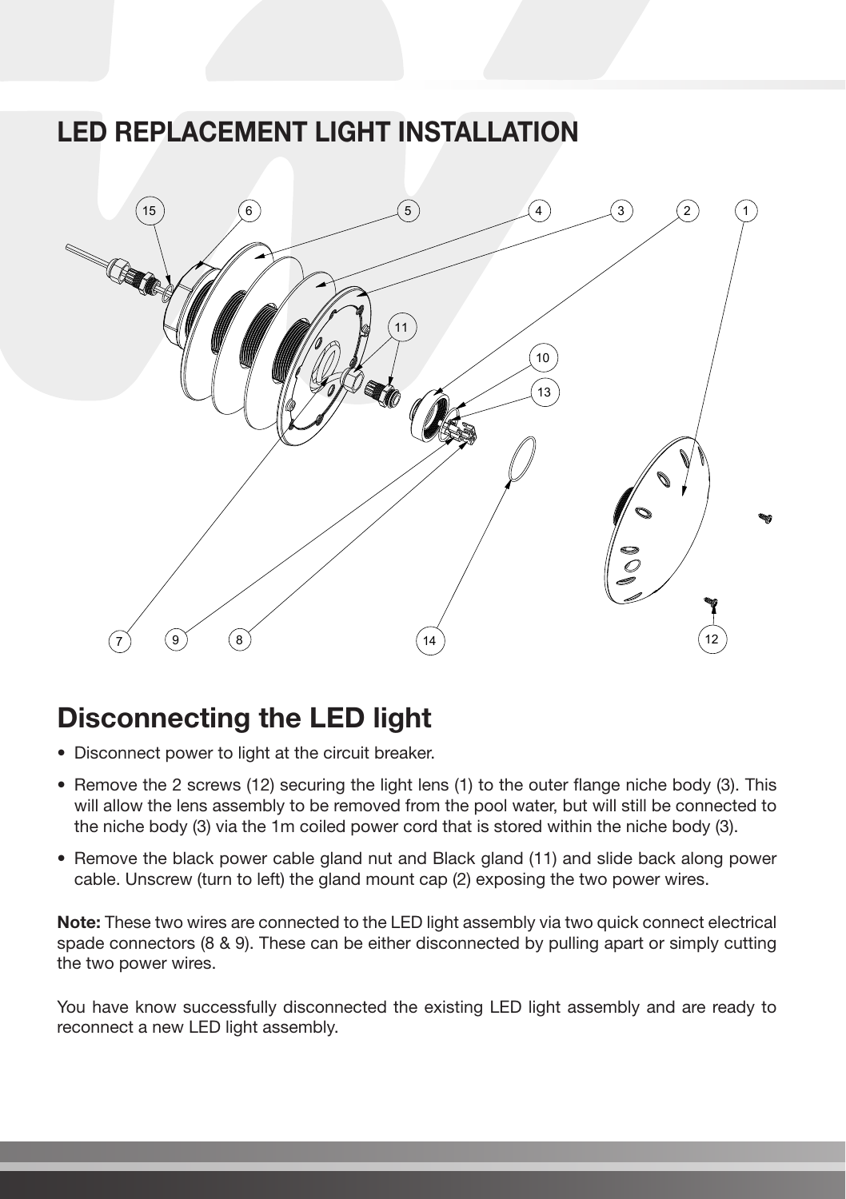# LED REPLACEMENT LIGHT INSTALLATION

## Disconnecting the LED light

- Disconnect power to light at the circuit breaker.
- Remove the 2 screws (12) securing the light lens (1) to the outer flange niche body (3). This will allow the lens assembly to be removed from the pool water, but will still be connected to the niche body (3) via the 1m coiled power cord that is stored within the niche body (3).
- Remove the black power cable gland nut and Black gland (11) and slide back along power cable. Unscrew (turn to left) the gland mount cap (2) exposing the two power wires.

**Note:** These two wires are connected to the LED light assembly via two quick connect electrical spade connectors (8 & 9). These can be either disconnected by pulling apart or simply cutting the two power wires.

You have know successfully disconnected the existing LED light assembly and are ready to reconnect a new LED light assembly.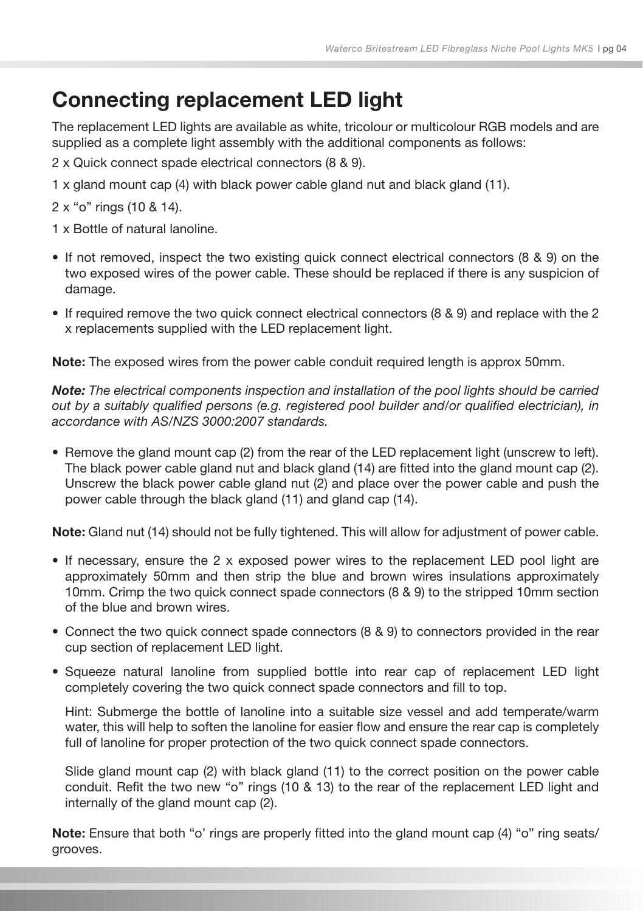# Connecting replacement LED light

The replacement LED lights are available as white, tricolour or multicolour RGB models and are supplied as a complete light assembly with the additional components as follows:

2 x Quick connect spade electrical connectors (8 & 9).

1 x gland mount cap (4) with black power cable gland nut and black gland (11).

2 x "o" rings (10 & 14).

1 x Bottle of natural lanoline.

- If not removed, inspect the two existing quick connect electrical connectors (8 & 9) on the two exposed wires of the power cable. These should be replaced if there is any suspicion of damage.
- If required remove the two quick connect electrical connectors (8 & 9) and replace with the 2 x replacements supplied with the LED replacement light.

**Note:** The exposed wires from the power cable conduit required length is approx 50mm.

***Note:*** *The electrical components inspection and installation of the pool lights should be carried out by a suitably qualified persons (e.g. registered pool builder and/or qualified electrician), in accordance with AS/NZS 3000:2007 standards.*

- Remove the gland mount cap (2) from the rear of the LED replacement light (unscrew to left). The black power cable gland nut and black gland (14) are fitted into the gland mount cap (2). Unscrew the black power cable gland nut (2) and place over the power cable and push the power cable through the black gland (11) and gland cap (14).

**Note:** Gland nut (14) should not be fully tightened. This will allow for adjustment of power cable.

- If necessary, ensure the 2 x exposed power wires to the replacement LED pool light are approximately 50mm and then strip the blue and brown wires insulations approximately 10mm. Crimp the two quick connect spade connectors (8 & 9) to the stripped 10mm section of the blue and brown wires.
- Connect the two quick connect spade connectors (8 & 9) to connectors provided in the rear cup section of replacement LED light.
- Squeeze natural lanoline from supplied bottle into rear cap of replacement LED light completely covering the two quick connect spade connectors and fill to top.

  Hint: Submerge the bottle of lanoline into a suitable size vessel and add temperate/warm water, this will help to soften the lanoline for easier flow and ensure the rear cap is completely full of lanoline for proper protection of the two quick connect spade connectors.

  Slide gland mount cap (2) with black gland (11) to the correct position on the power cable conduit. Refit the two new "o" rings (10 & 13) to the rear of the replacement LED light and internally of the gland mount cap (2).

**Note:** Ensure that both "o' rings are properly fitted into the gland mount cap (4) "o" ring seats/ grooves.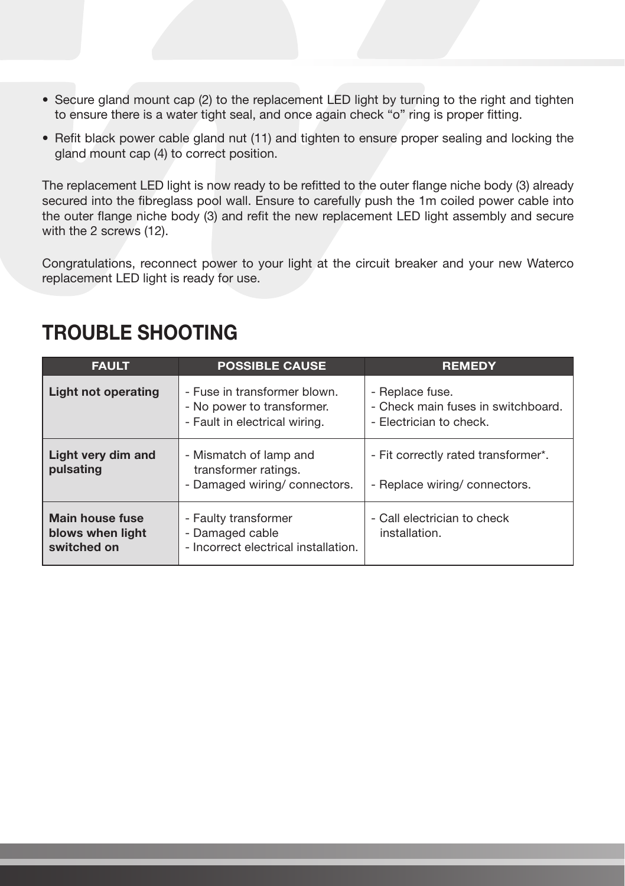- Secure gland mount cap (2) to the replacement LED light by turning to the right and tighten to ensure there is a water tight seal, and once again check "o" ring is proper fitting.
- Refit black power cable gland nut (11) and tighten to ensure proper sealing and locking the gland mount cap (4) to correct position.

The replacement LED light is now ready to be refitted to the outer flange niche body (3) already secured into the fibreglass pool wall. Ensure to carefully push the 1m coiled power cable into the outer flange niche body (3) and refit the new replacement LED light assembly and secure with the 2 screws (12).

Congratulations, reconnect power to your light at the circuit breaker and your new Waterco replacement LED light is ready for use.

## TROUBLE SHOOTING

| FAULT | POSSIBLE CAUSE | REMEDY |
|---|---|---|
| **Light not operating** | - Fuse in transformer blown.<br>- No power to transformer.<br>- Fault in electrical wiring. | - Replace fuse.<br>- Check main fuses in switchboard.<br>- Electrician to check. |
| **Light very dim and pulsating** | - Mismatch of lamp and transformer ratings.<br>- Damaged wiring/ connectors. | - Fit correctly rated transformer*.<br>- Replace wiring/ connectors. |
| **Main house fuse blows when light switched on** | - Faulty transformer<br>- Damaged cable<br>- Incorrect electrical installation. | - Call electrician to check installation. |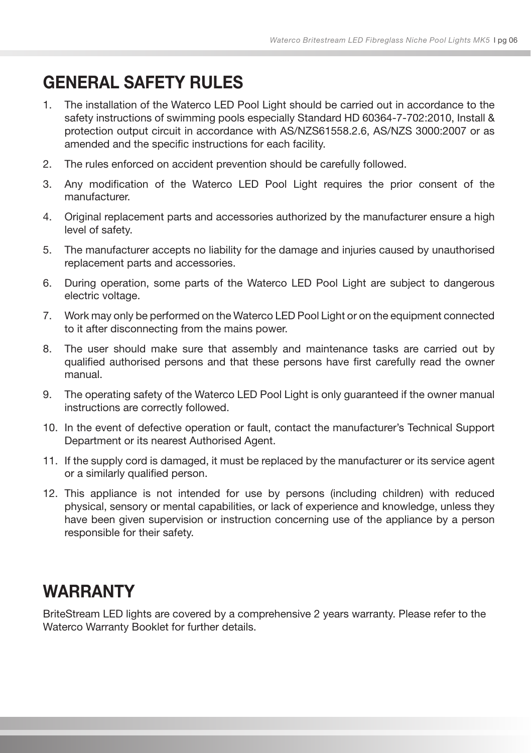## GENERAL SAFETY RULES

1. The installation of the Waterco LED Pool Light should be carried out in accordance to the safety instructions of swimming pools especially Standard HD 60364-7-702:2010, Install & protection output circuit in accordance with AS/NZS61558.2.6, AS/NZS 3000:2007 or as amended and the specific instructions for each facility.
2. The rules enforced on accident prevention should be carefully followed.
3. Any modification of the Waterco LED Pool Light requires the prior consent of the manufacturer.
4. Original replacement parts and accessories authorized by the manufacturer ensure a high level of safety.
5. The manufacturer accepts no liability for the damage and injuries caused by unauthorised replacement parts and accessories.
6. During operation, some parts of the Waterco LED Pool Light are subject to dangerous electric voltage.
7. Work may only be performed on the Waterco LED Pool Light or on the equipment connected to it after disconnecting from the mains power.
8. The user should make sure that assembly and maintenance tasks are carried out by qualified authorised persons and that these persons have first carefully read the owner manual.
9. The operating safety of the Waterco LED Pool Light is only guaranteed if the owner manual instructions are correctly followed.
10. In the event of defective operation or fault, contact the manufacturer's Technical Support Department or its nearest Authorised Agent.
11. If the supply cord is damaged, it must be replaced by the manufacturer or its service agent or a similarly qualified person.
12. This appliance is not intended for use by persons (including children) with reduced physical, sensory or mental capabilities, or lack of experience and knowledge, unless they have been given supervision or instruction concerning use of the appliance by a person responsible for their safety.

## WARRANTY

BriteStream LED lights are covered by a comprehensive 2 years warranty. Please refer to the Waterco Warranty Booklet for further details.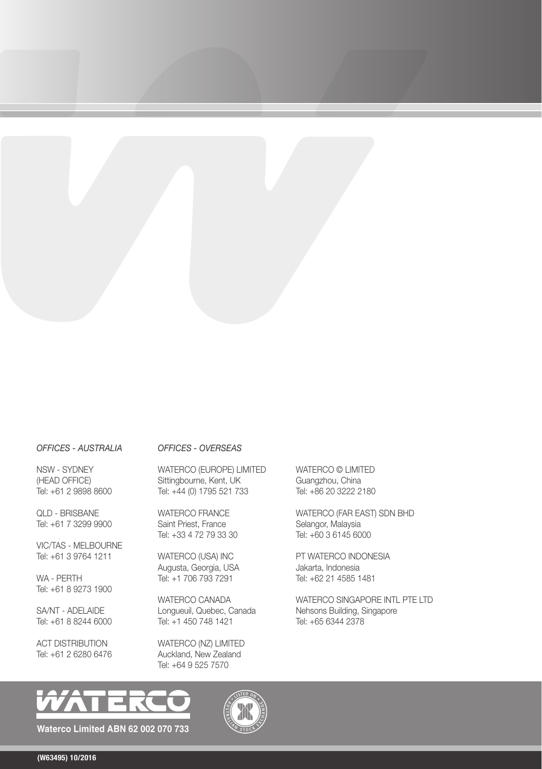*OFFICES - AUSTRALIA*

NSW - SYDNEY
(HEAD OFFICE)
Tel: +61 2 9898 8600

QLD - BRISBANE
Tel: +61 7 3299 9900

VIC/TAS - MELBOURNE
Tel: +61 3 9764 1211

WA - PERTH
Tel: +61 8 9273 1900

SA/NT - ADELAIDE
Tel: +61 8 8244 6000

ACT DISTRIBUTION
Tel: +61 2 6280 6476

*OFFICES - OVERSEAS*

WATERCO (EUROPE) LIMITED
Sittingbourne, Kent, UK
Tel: +44 (0) 1795 521 733

WATERCO FRANCE
Saint Priest, France
Tel: +33 4 72 79 33 30

WATERCO (USA) INC
Augusta, Georgia, USA
Tel: +1 706 793 7291

WATERCO CANADA
Longueuil, Quebec, Canada
Tel: +1 450 748 1421

WATERCO (NZ) LIMITED
Auckland, New Zealand
Tel: +64 9 525 7570

WATERCO © LIMITED
Guangzhou, China
Tel: +86 20 3222 2180

WATERCO (FAR EAST) SDN BHD
Selangor, Malaysia
Tel: +60 3 6145 6000

PT WATERCO INDONESIA
Jakarta, Indonesia
Tel: +62 21 4585 1481

WATERCO SINGAPORE INTL PTE LTD
Nehsons Building, Singapore
Tel: +65 6344 2378

WATERCO

**Waterco Limited ABN 62 002 070 733**

LISTED ON AUSTRALIAN STOCK EXCHANGE

**(W63495) 10/2016**